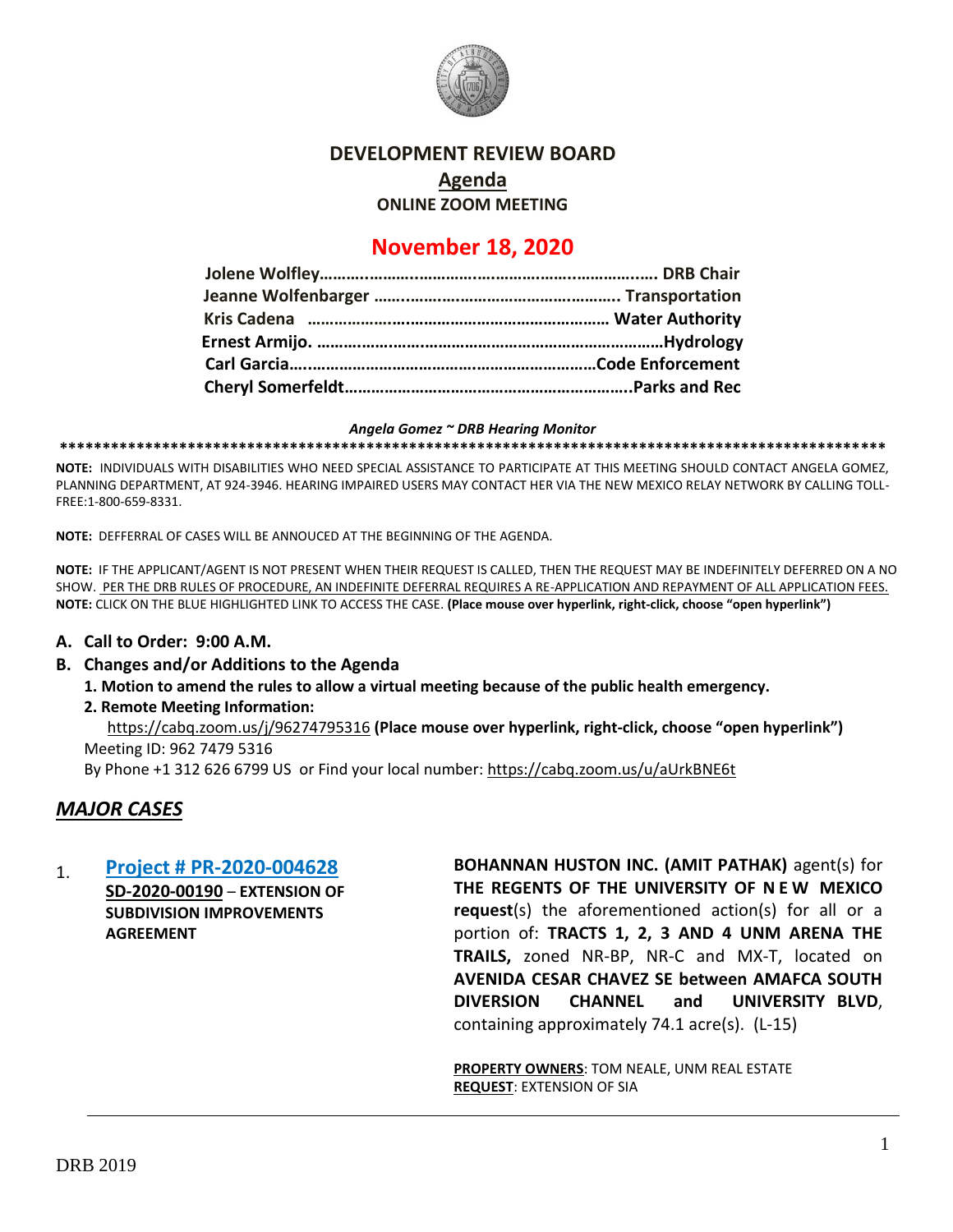# DEVELOPMENT REVIEW BOARD

## Agenda

**ONLINE ZOOM MEETING**

## November 18, 2020

**Jolene Wolfley………………………………………………………………… DRB Chair**
**Jeanne Wolfenbarger ……………………………………………. Transportation**
**Kris Cadena ……………………………………………………………… Water Authority**
**Ernest Armijo. ………………………………………………………………Hydrology**
**Carl Garcia…………………………………………………………………Code Enforcement**
**Cheryl Somerfeldt……………………………………………………….Parks and Rec**

***Angela Gomez ~ DRB Hearing Monitor***

**\*\*\*\*\*\*\*\*\*\*\*\*\*\*\*\*\*\*\*\*\*\*\*\*\*\*\*\*\*\*\*\*\*\*\*\*\*\*\*\*\*\*\*\*\*\*\*\*\*\*\*\*\*\*\*\*\*\*\*\*\*\*\*\*\*\*\*\*\*\*\*\*\*\*\*\*\*\*\*\*\*\*\*\*\*\*\*\*\*\*\*\*\*\*\*\*\*\***

**NOTE:** INDIVIDUALS WITH DISABILITIES WHO NEED SPECIAL ASSISTANCE TO PARTICIPATE AT THIS MEETING SHOULD CONTACT ANGELA GOMEZ, PLANNING DEPARTMENT, AT 924-3946. HEARING IMPAIRED USERS MAY CONTACT HER VIA THE NEW MEXICO RELAY NETWORK BY CALLING TOLL-FREE:1-800-659-8331.

**NOTE:** DEFFERRAL OF CASES WILL BE ANNOUCED AT THE BEGINNING OF THE AGENDA.

**NOTE:** IF THE APPLICANT/AGENT IS NOT PRESENT WHEN THEIR REQUEST IS CALLED, THEN THE REQUEST MAY BE INDEFINITELY DEFERRED ON A NO SHOW. PER THE DRB RULES OF PROCEDURE, AN INDEFINITE DEFERRAL REQUIRES A RE-APPLICATION AND REPAYMENT OF ALL APPLICATION FEES.
**NOTE:** CLICK ON THE BLUE HIGHLIGHTED LINK TO ACCESS THE CASE. **(Place mouse over hyperlink, right-click, choose "open hyperlink")**

**A. Call to Order: 9:00 A.M.**

**B. Changes and/or Additions to the Agenda**

**1. Motion to amend the rules to allow a virtual meeting because of the public health emergency.**

**2. Remote Meeting Information:**

https://cabq.zoom.us/j/96274795316 **(Place mouse over hyperlink, right-click, choose "open hyperlink")**
Meeting ID: 962 7479 5316
By Phone +1 312 626 6799 US or Find your local number: https://cabq.zoom.us/u/aUrkBNE6t

## *MAJOR CASES*

1. **Project # PR-2020-004628**
**SD-2020-00190** – **EXTENSION OF SUBDIVISION IMPROVEMENTS AGREEMENT**

**BOHANNAN HUSTON INC. (AMIT PATHAK)** agent(s) for **THE REGENTS OF THE UNIVERSITY OF NEW MEXICO request**(s) the aforementioned action(s) for all or a portion of: **TRACTS 1, 2, 3 AND 4 UNM ARENA THE TRAILS,** zoned NR-BP, NR-C and MX-T, located on **AVENIDA CESAR CHAVEZ SE between AMAFCA SOUTH DIVERSION CHANNEL and UNIVERSITY BLVD**, containing approximately 74.1 acre(s). (L-15)

**PROPERTY OWNERS**: TOM NEALE, UNM REAL ESTATE
**REQUEST**: EXTENSION OF SIA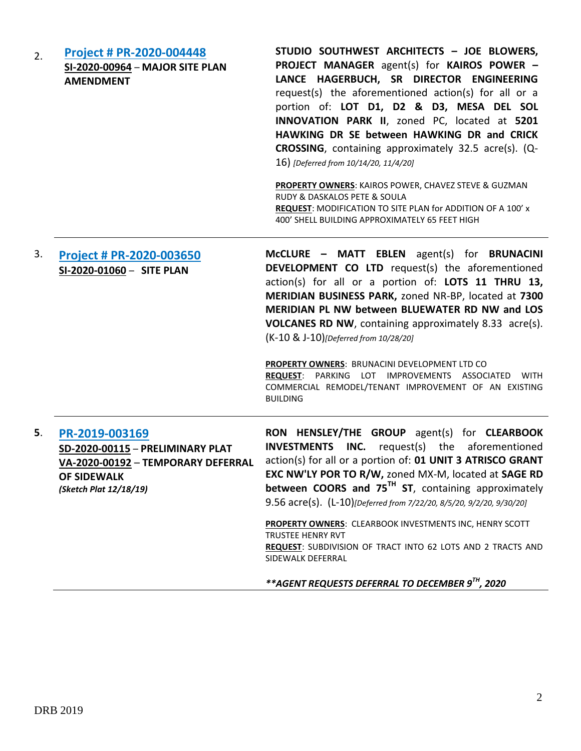2. **[Project # PR-2020-004448](#)**
**SI-2020-00964** – **MAJOR SITE PLAN AMENDMENT**

**STUDIO SOUTHWEST ARCHITECTS – JOE BLOWERS, PROJECT MANAGER** agent(s) for **KAIROS POWER – LANCE HAGERBUCH, SR DIRECTOR ENGINEERING** request(s) the aforementioned action(s) for all or a portion of: **LOT D1, D2 & D3, MESA DEL SOL INNOVATION PARK II**, zoned PC, located at **5201 HAWKING DR SE between HAWKING DR and CRICK CROSSING**, containing approximately 32.5 acre(s). (Q-16) *[Deferred from 10/14/20, 11/4/20]*

**PROPERTY OWNERS**: KAIROS POWER, CHAVEZ STEVE & GUZMAN RUDY & DASKALOS PETE & SOULA
**REQUEST**: MODIFICATION TO SITE PLAN for ADDITION OF A 100' x 400' SHELL BUILDING APPROXIMATELY 65 FEET HIGH

---

3. **[Project # PR-2020-003650](#)**
**SI-2020-01060** – **SITE PLAN**

**McCLURE – MATT EBLEN** agent(s) for **BRUNACINI DEVELOPMENT CO LTD** request(s) the aforementioned action(s) for all or a portion of: **LOTS 11 THRU 13, MERIDIAN BUSINESS PARK,** zoned NR-BP, located at **7300 MERIDIAN PL NW between BLUEWATER RD NW and LOS VOLCANES RD NW**, containing approximately 8.33 acre(s). (K-10 & J-10)*[Deferred from 10/28/20]*

**PROPERTY OWNERS**: BRUNACINI DEVELOPMENT LTD CO
**REQUEST**: PARKING LOT IMPROVEMENTS ASSOCIATED WITH COMMERCIAL REMODEL/TENANT IMPROVEMENT OF AN EXISTING BUILDING

---

**5**. **[PR-2019-003169](#)**
**SD-2020-00115** – **PRELIMINARY PLAT**
**VA-2020-00192** – **TEMPORARY DEFERRAL OF SIDEWALK**
***(Sketch Plat 12/18/19)***

**RON HENSLEY/THE GROUP** agent(s) for **CLEARBOOK INVESTMENTS INC.** request(s) the aforementioned action(s) for all or a portion of: **01 UNIT 3 ATRISCO GRANT EXC NW'LY POR TO R/W,** zoned MX-M, located at **SAGE RD between COORS and 75TH ST**, containing approximately 9.56 acre(s). (L-10)*[Deferred from 7/22/20, 8/5/20, 9/2/20, 9/30/20]*

**PROPERTY OWNERS**: CLEARBOOK INVESTMENTS INC, HENRY SCOTT TRUSTEE HENRY RVT
**REQUEST**: SUBDIVISION OF TRACT INTO 62 LOTS AND 2 TRACTS AND SIDEWALK DEFERRAL

***\*\*AGENT REQUESTS DEFERRAL TO DECEMBER 9TH, 2020***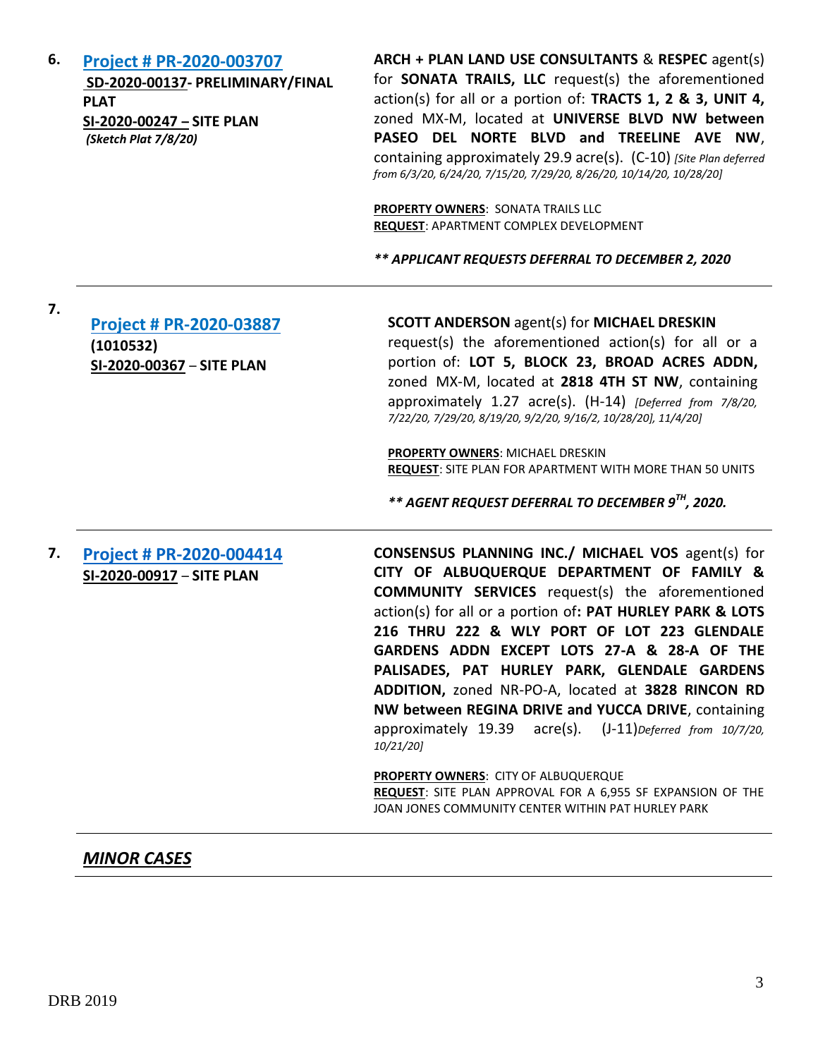6. **[Project # PR-2020-003707](#)**
**SD-2020-00137- PRELIMINARY/FINAL PLAT**
**SI-2020-00247 – SITE PLAN**
***(Sketch Plat 7/8/20)***

**ARCH + PLAN LAND USE CONSULTANTS** & **RESPEC** agent(s) for **SONATA TRAILS, LLC** request(s) the aforementioned action(s) for all or a portion of: **TRACTS 1, 2 & 3, UNIT 4,** zoned MX-M, located at **UNIVERSE BLVD NW between PASEO DEL NORTE BLVD and TREELINE AVE NW**, containing approximately 29.9 acre(s). (C-10) *[Site Plan deferred from 6/3/20, 6/24/20, 7/15/20, 7/29/20, 8/26/20, 10/14/20, 10/28/20]*

**PROPERTY OWNERS**: SONATA TRAILS LLC
**REQUEST**: APARTMENT COMPLEX DEVELOPMENT

***** APPLICANT REQUESTS DEFERRAL TO DECEMBER 2, 2020***

---

7. **[Project # PR-2020-03887](#)**
**(1010532)**
**SI-2020-00367 – SITE PLAN**

**SCOTT ANDERSON** agent(s) for **MICHAEL DRESKIN** request(s) the aforementioned action(s) for all or a portion of: **LOT 5, BLOCK 23, BROAD ACRES ADDN,** zoned MX-M, located at **2818 4TH ST NW**, containing approximately 1.27 acre(s). (H-14) *[Deferred from 7/8/20, 7/22/20, 7/29/20, 8/19/20, 9/2/20, 9/16/2, 10/28/20], 11/4/20]*

**PROPERTY OWNERS**: MICHAEL DRESKIN
**REQUEST**: SITE PLAN FOR APARTMENT WITH MORE THAN 50 UNITS

***** AGENT REQUEST DEFERRAL TO DECEMBER 9TH, 2020.***

---

7. **[Project # PR-2020-004414](#)**
**SI-2020-00917 – SITE PLAN**

**CONSENSUS PLANNING INC./ MICHAEL VOS** agent(s) for **CITY OF ALBUQUERQUE DEPARTMENT OF FAMILY & COMMUNITY SERVICES** request(s) the aforementioned action(s) for all or a portion of**: PAT HURLEY PARK & LOTS 216 THRU 222 & WLY PORT OF LOT 223 GLENDALE GARDENS ADDN EXCEPT LOTS 27-A & 28-A OF THE PALISADES, PAT HURLEY PARK, GLENDALE GARDENS ADDITION,** zoned NR-PO-A, located at **3828 RINCON RD NW between REGINA DRIVE and YUCCA DRIVE**, containing approximately 19.39 acre(s). (J-11)*Deferred from 10/7/20, 10/21/20]*

**PROPERTY OWNERS**: CITY OF ALBUQUERQUE
**REQUEST**: SITE PLAN APPROVAL FOR A 6,955 SF EXPANSION OF THE JOAN JONES COMMUNITY CENTER WITHIN PAT HURLEY PARK

---

## ***MINOR CASES***

---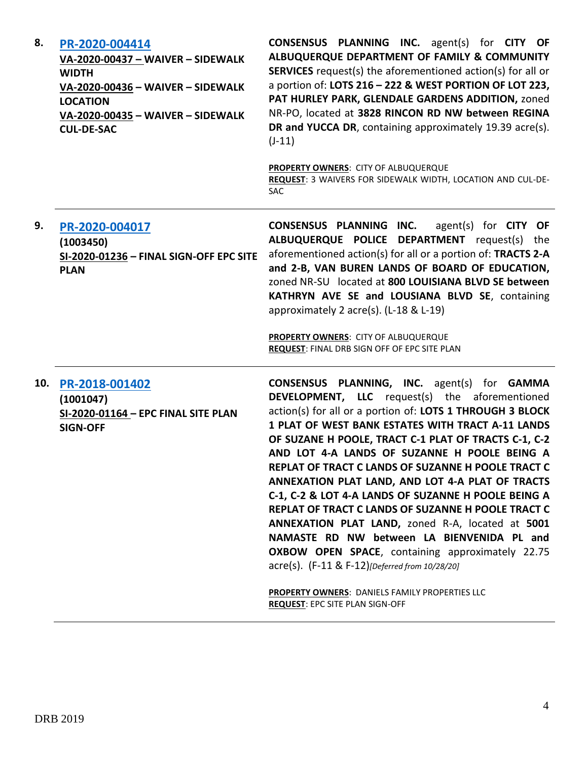**8.** **PR-2020-004414**
**VA-2020-00437 – WAIVER – SIDEWALK WIDTH**
**VA-2020-00436 – WAIVER – SIDEWALK LOCATION**
**VA-2020-00435 – WAIVER – SIDEWALK CUL-DE-SAC**

**CONSENSUS PLANNING INC.** agent(s) for **CITY OF ALBUQUERQUE DEPARTMENT OF FAMILY & COMMUNITY SERVICES** request(s) the aforementioned action(s) for all or a portion of: **LOTS 216 – 222 & WEST PORTION OF LOT 223, PAT HURLEY PARK, GLENDALE GARDENS ADDITION,** zoned NR-PO, located at **3828 RINCON RD NW between REGINA DR and YUCCA DR**, containing approximately 19.39 acre(s). (J-11)

**PROPERTY OWNERS**: CITY OF ALBUQUERQUE
**REQUEST**: 3 WAIVERS FOR SIDEWALK WIDTH, LOCATION AND CUL-DE-SAC

---

**9.** **PR-2020-004017**
**(1003450)**
**SI-2020-01236 – FINAL SIGN-OFF EPC SITE PLAN**

**CONSENSUS PLANNING INC.** agent(s) for **CITY OF ALBUQUERQUE POLICE DEPARTMENT** request(s) the aforementioned action(s) for all or a portion of: **TRACTS 2-A and 2-B, VAN BUREN LANDS OF BOARD OF EDUCATION,** zoned NR-SU located at **800 LOUISIANA BLVD SE between KATHRYN AVE SE and LOUSIANA BLVD SE**, containing approximately 2 acre(s). (L-18 & L-19)

**PROPERTY OWNERS**: CITY OF ALBUQUERQUE
**REQUEST**: FINAL DRB SIGN OFF OF EPC SITE PLAN

---

**10.** **PR-2018-001402**
**(1001047)**
**SI-2020-01164 – EPC FINAL SITE PLAN SIGN-OFF**

**CONSENSUS PLANNING, INC.** agent(s) for **GAMMA DEVELOPMENT, LLC** request(s) the aforementioned action(s) for all or a portion of: **LOTS 1 THROUGH 3 BLOCK 1 PLAT OF WEST BANK ESTATES WITH TRACT A-11 LANDS OF SUZANE H POOLE, TRACT C-1 PLAT OF TRACTS C-1, C-2 AND LOT 4-A LANDS OF SUZANNE H POOLE BEING A REPLAT OF TRACT C LANDS OF SUZANNE H POOLE TRACT C ANNEXATION PLAT LAND, AND LOT 4-A PLAT OF TRACTS C-1, C-2 & LOT 4-A LANDS OF SUZANNE H POOLE BEING A REPLAT OF TRACT C LANDS OF SUZANNE H POOLE TRACT C ANNEXATION PLAT LAND,** zoned R-A, located at **5001 NAMASTE RD NW between LA BIENVENIDA PL and OXBOW OPEN SPACE**, containing approximately 22.75 acre(s). (F-11 & F-12)*[Deferred from 10/28/20]*

**PROPERTY OWNERS**: DANIELS FAMILY PROPERTIES LLC
**REQUEST**: EPC SITE PLAN SIGN-OFF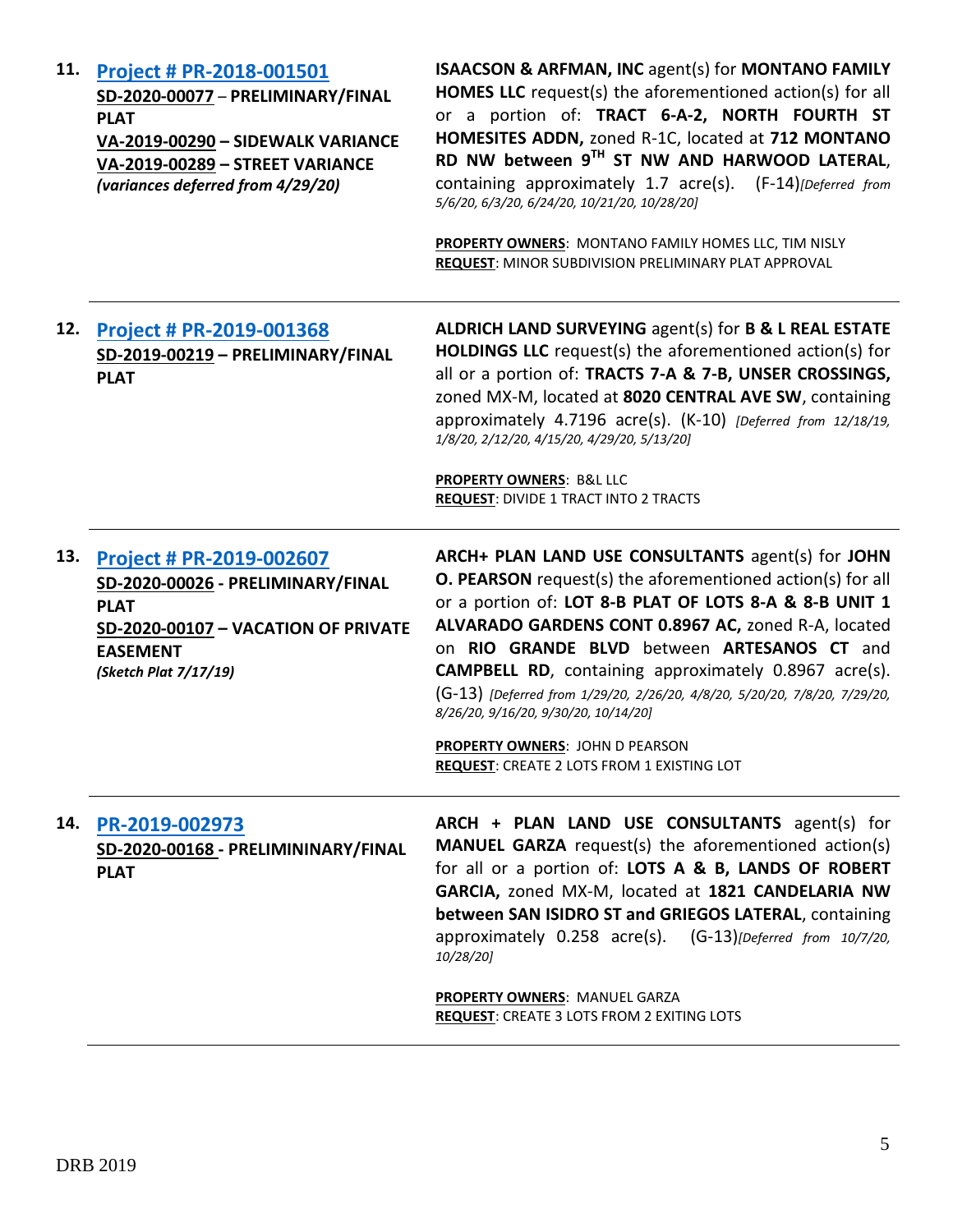**11.** **Project # PR-2018-001501**
**SD-2020-00077 – PRELIMINARY/FINAL PLAT**
**VA-2019-00290 – SIDEWALK VARIANCE**
**VA-2019-00289 – STREET VARIANCE**
***(variances deferred from 4/29/20)***

**ISAACSON & ARFMAN, INC** agent(s) for **MONTANO FAMILY HOMES LLC** request(s) the aforementioned action(s) for all or a portion of: **TRACT 6-A-2, NORTH FOURTH ST HOMESITES ADDN,** zoned R-1C, located at **712 MONTANO RD NW between 9TH ST NW AND HARWOOD LATERAL**, containing approximately 1.7 acre(s). (F-14)*[Deferred from 5/6/20, 6/3/20, 6/24/20, 10/21/20, 10/28/20]*

**PROPERTY OWNERS**: MONTANO FAMILY HOMES LLC, TIM NISLY
**REQUEST**: MINOR SUBDIVISION PRELIMINARY PLAT APPROVAL

---

**12.** **Project # PR-2019-001368**
**SD-2019-00219 – PRELIMINARY/FINAL PLAT**

**ALDRICH LAND SURVEYING** agent(s) for **B & L REAL ESTATE HOLDINGS LLC** request(s) the aforementioned action(s) for all or a portion of: **TRACTS 7-A & 7-B, UNSER CROSSINGS,** zoned MX-M, located at **8020 CENTRAL AVE SW**, containing approximately 4.7196 acre(s). (K-10) *[Deferred from 12/18/19, 1/8/20, 2/12/20, 4/15/20, 4/29/20, 5/13/20]*

**PROPERTY OWNERS**: B&L LLC
**REQUEST**: DIVIDE 1 TRACT INTO 2 TRACTS

---

**13.** **Project # PR-2019-002607**
**SD-2020-00026 - PRELIMINARY/FINAL PLAT**
**SD-2020-00107 – VACATION OF PRIVATE EASEMENT**
***(Sketch Plat 7/17/19)***

**ARCH+ PLAN LAND USE CONSULTANTS** agent(s) for **JOHN O. PEARSON** request(s) the aforementioned action(s) for all or a portion of: **LOT 8-B PLAT OF LOTS 8-A & 8-B UNIT 1 ALVARADO GARDENS CONT 0.8967 AC,** zoned R-A, located on **RIO GRANDE BLVD** between **ARTESANOS CT** and **CAMPBELL RD**, containing approximately 0.8967 acre(s). (G-13) *[Deferred from 1/29/20, 2/26/20, 4/8/20, 5/20/20, 7/8/20, 7/29/20, 8/26/20, 9/16/20, 9/30/20, 10/14/20]*

**PROPERTY OWNERS**: JOHN D PEARSON
**REQUEST**: CREATE 2 LOTS FROM 1 EXISTING LOT

---

**14.** **PR-2019-002973**
**SD-2020-00168 - PRELIMININARY/FINAL PLAT**

**ARCH + PLAN LAND USE CONSULTANTS** agent(s) for **MANUEL GARZA** request(s) the aforementioned action(s) for all or a portion of: **LOTS A & B, LANDS OF ROBERT GARCIA,** zoned MX-M, located at **1821 CANDELARIA NW between SAN ISIDRO ST and GRIEGOS LATERAL**, containing approximately 0.258 acre(s). (G-13)*[Deferred from 10/7/20, 10/28/20]*

**PROPERTY OWNERS**: MANUEL GARZA
**REQUEST**: CREATE 3 LOTS FROM 2 EXITING LOTS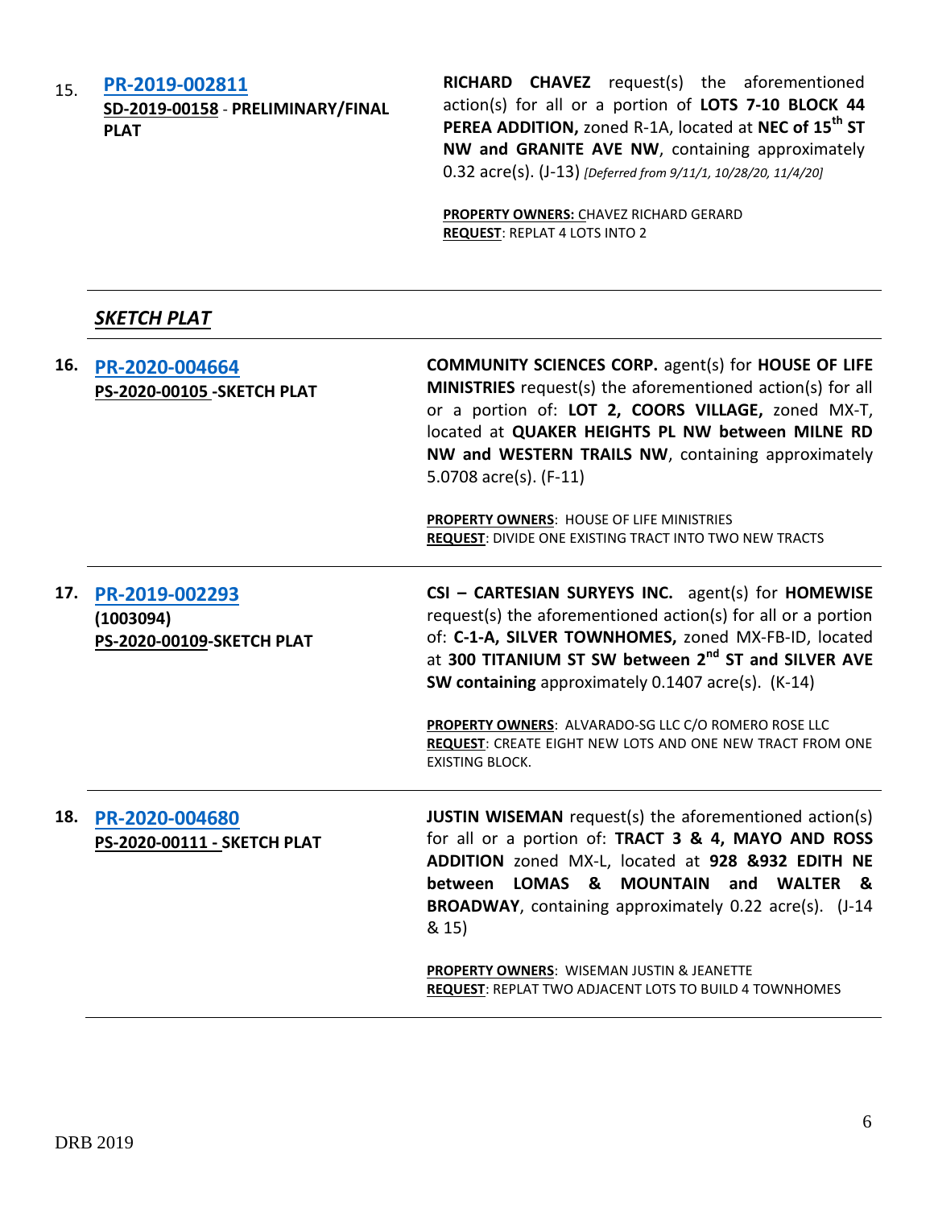15. **[PR-2019-002811](#)**
**SD-2019-00158 - PRELIMINARY/FINAL PLAT**

**RICHARD CHAVEZ** request(s) the aforementioned action(s) for all or a portion of **LOTS 7-10 BLOCK 44 PEREA ADDITION,** zoned R-1A, located at **NEC of 15th ST NW and GRANITE AVE NW**, containing approximately 0.32 acre(s). (J-13) *[Deferred from 9/11/1, 10/28/20, 11/4/20]*

**PROPERTY OWNERS:** CHAVEZ RICHARD GERARD
**REQUEST**: REPLAT 4 LOTS INTO 2

---

## *SKETCH PLAT*

---

**16. [PR-2020-004664](#)**
**PS-2020-00105 -SKETCH PLAT**

**COMMUNITY SCIENCES CORP.** agent(s) for **HOUSE OF LIFE MINISTRIES** request(s) the aforementioned action(s) for all or a portion of: **LOT 2, COORS VILLAGE,** zoned MX-T, located at **QUAKER HEIGHTS PL NW between MILNE RD NW and WESTERN TRAILS NW**, containing approximately 5.0708 acre(s). (F-11)

**PROPERTY OWNERS**: HOUSE OF LIFE MINISTRIES
**REQUEST**: DIVIDE ONE EXISTING TRACT INTO TWO NEW TRACTS

---

**17. [PR-2019-002293](#)**
**(1003094)**
**PS-2020-00109-SKETCH PLAT**

**CSI – CARTESIAN SURVEYS INC.** agent(s) for **HOMEWISE** request(s) the aforementioned action(s) for all or a portion of: **C-1-A, SILVER TOWNHOMES,** zoned MX-FB-ID, located at **300 TITANIUM ST SW between 2nd ST and SILVER AVE SW containing** approximately 0.1407 acre(s). (K-14)

**PROPERTY OWNERS**: ALVARADO-SG LLC C/O ROMERO ROSE LLC
**REQUEST**: CREATE EIGHT NEW LOTS AND ONE NEW TRACT FROM ONE EXISTING BLOCK.

---

**18. [PR-2020-004680](#)**
**PS-2020-00111 - SKETCH PLAT**

**JUSTIN WISEMAN** request(s) the aforementioned action(s) for all or a portion of: **TRACT 3 & 4, MAYO AND ROSS ADDITION** zoned MX-L, located at **928 &932 EDITH NE between LOMAS & MOUNTAIN and WALTER & BROADWAY**, containing approximately 0.22 acre(s). (J-14 & 15)

**PROPERTY OWNERS**: WISEMAN JUSTIN & JEANETTE
**REQUEST**: REPLAT TWO ADJACENT LOTS TO BUILD 4 TOWNHOMES

---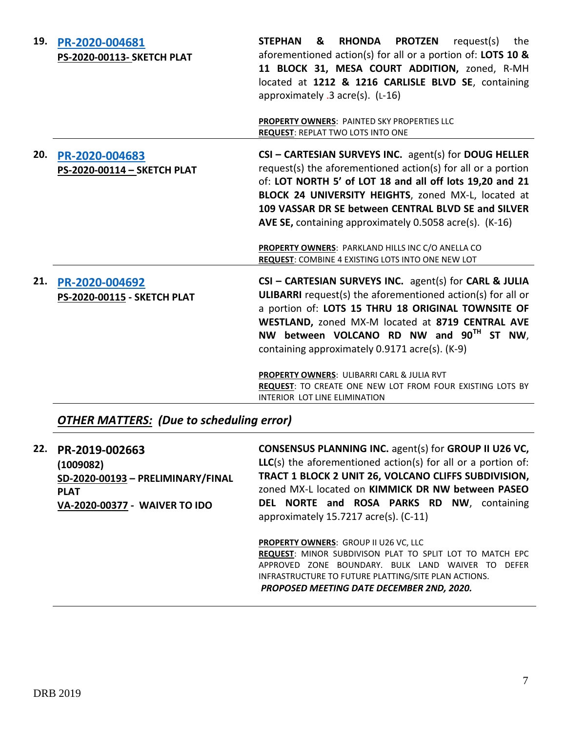| | | |
|---|---|---|
| **19.** | **PR-2020-004681**<br>**PS-2020-00113- SKETCH PLAT** | **STEPHAN & RHONDA PROTZEN** request(s) the aforementioned action(s) for all or a portion of: **LOTS 10 & 11 BLOCK 31, MESA COURT ADDITION,** zoned, R-MH located at **1212 & 1216 CARLISLE BLVD SE**, containing approximately .3 acre(s). (L-16)<br><br>**PROPERTY OWNERS**: PAINTED SKY PROPERTIES LLC<br>**REQUEST**: REPLAT TWO LOTS INTO ONE |
| **20.** | **PR-2020-004683**<br>**PS-2020-00114 – SKETCH PLAT** | **CSI – CARTESIAN SURVEYS INC.** agent(s) for **DOUG HELLER** request(s) the aforementioned action(s) for all or a portion of: **LOT NORTH 5' of LOT 18 and all off lots 19,20 and 21 BLOCK 24 UNIVERSITY HEIGHTS**, zoned MX-L, located at **109 VASSAR DR SE between CENTRAL BLVD SE and SILVER AVE SE,** containing approximately 0.5058 acre(s). (K-16)<br><br>**PROPERTY OWNERS**: PARKLAND HILLS INC C/O ANELLA CO<br>**REQUEST**: COMBINE 4 EXISTING LOTS INTO ONE NEW LOT |
| **21.** | **PR-2020-004692**<br>**PS-2020-00115 - SKETCH PLAT** | **CSI – CARTESIAN SURVEYS INC.** agent(s) for **CARL & JULIA ULIBARRI** request(s) the aforementioned action(s) for all or a portion of: **LOTS 15 THRU 18 ORIGINAL TOWNSITE OF WESTLAND,** zoned MX-M located at **8719 CENTRAL AVE NW between VOLCANO RD NW and 90TH ST NW**, containing approximately 0.9171 acre(s). (K-9)<br><br>**PROPERTY OWNERS**: ULIBARRI CARL & JULIA RVT<br>**REQUEST**: TO CREATE ONE NEW LOT FROM FOUR EXISTING LOTS BY INTERIOR LOT LINE ELIMINATION |

## *OTHER MATTERS: (Due to scheduling error)*

| | | |
|---|---|---|
| **22.** | **PR-2019-002663**<br>**(1009082)**<br>**SD-2020-00193 – PRELIMINARY/FINAL PLAT**<br>**VA-2020-00377 - WAIVER TO IDO** | **CONSENSUS PLANNING INC.** agent(s) for **GROUP II U26 VC, LLC**(s) the aforementioned action(s) for all or a portion of: **TRACT 1 BLOCK 2 UNIT 26, VOLCANO CLIFFS SUBDIVISION,** zoned MX-L located on **KIMMICK DR NW between PASEO DEL NORTE and ROSA PARKS RD NW**, containing approximately 15.7217 acre(s). (C-11)<br><br>**PROPERTY OWNERS**: GROUP II U26 VC, LLC<br>**REQUEST**: MINOR SUBDIVISON PLAT TO SPLIT LOT TO MATCH EPC APPROVED ZONE BOUNDARY. BULK LAND WAIVER TO DEFER INFRASTRUCTURE TO FUTURE PLATTING/SITE PLAN ACTIONS.<br>***PROPOSED MEETING DATE DECEMBER 2ND, 2020.*** |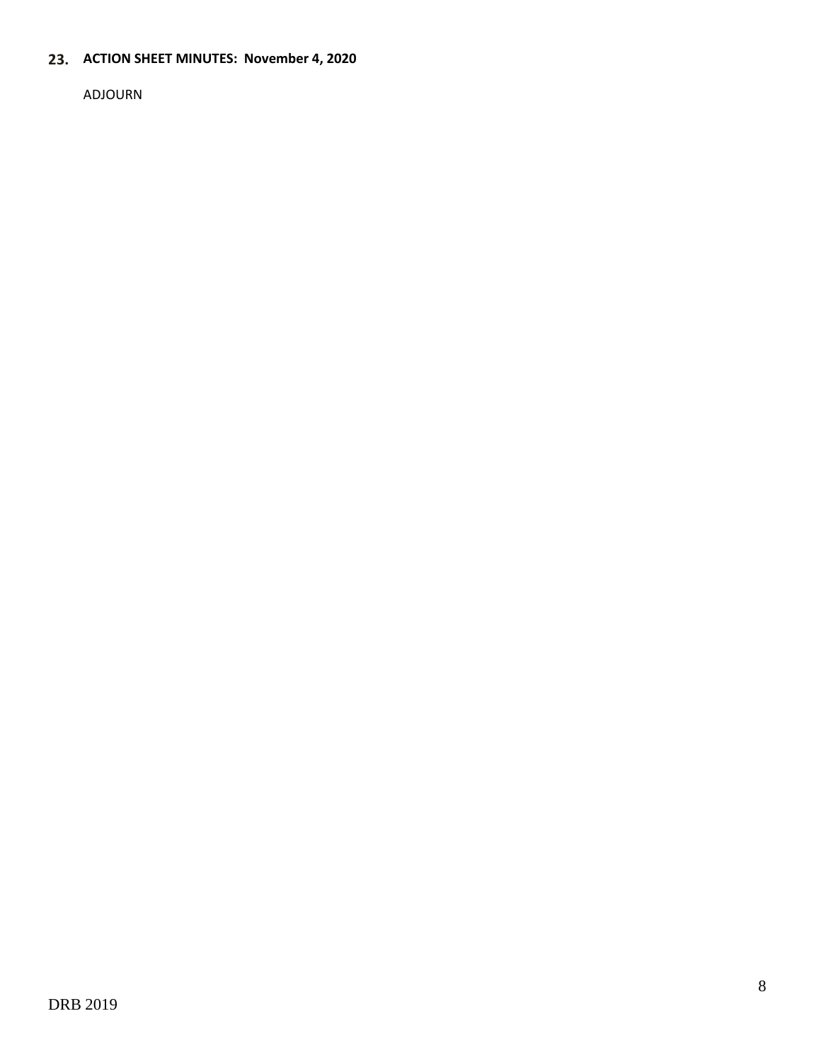**23. ACTION SHEET MINUTES: November 4, 2020**

ADJOURN